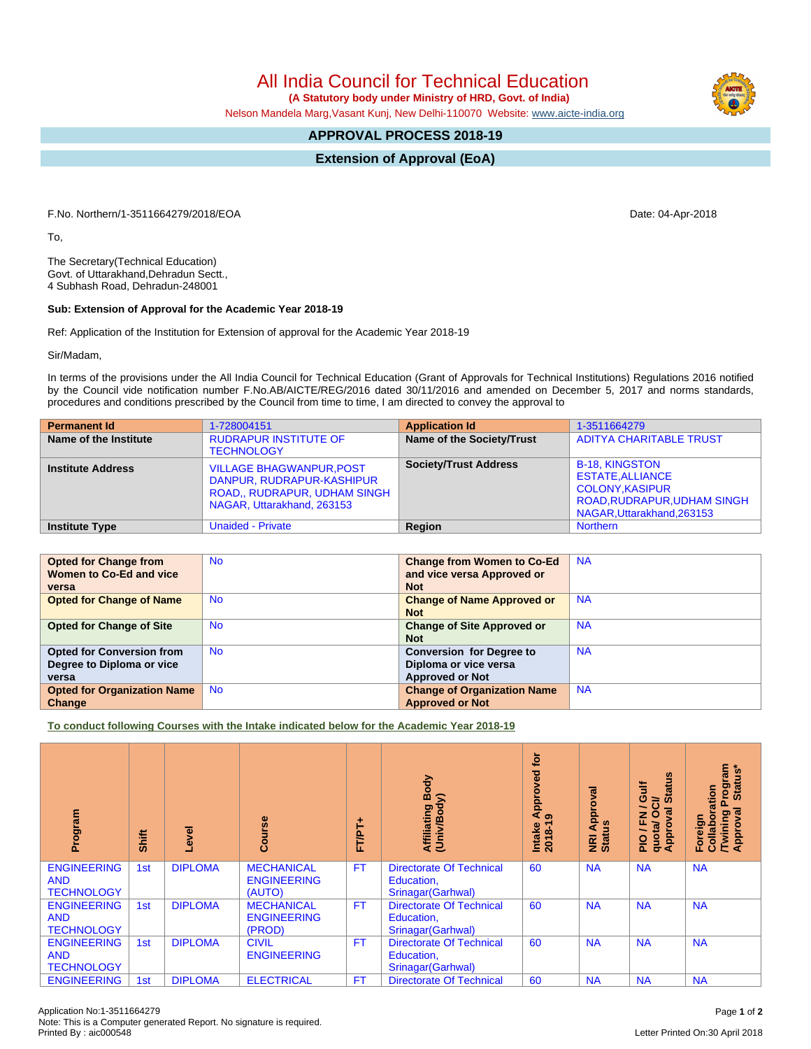# All India Council for Technical Education

**(A Statutory body under Ministry of HRD, Govt. of India)**

Nelson Mandela Marg,Vasant Kunj, New Delhi-110070 Website: www.aicte-india.org

## APPROVAL PROCESS 2018-19

## Extension of Approval (EoA)

F.No. Northern/1-3511664279/2018/EOA

Date: 04-Apr-2018

To,

The Secretary(Technical Education)
Govt. of Uttarakhand,Dehradun Sectt.,
4 Subhash Road, Dehradun-248001

**Sub: Extension of Approval for the Academic Year 2018-19**

Ref: Application of the Institution for Extension of approval for the Academic Year 2018-19

Sir/Madam,

In terms of the provisions under the All India Council for Technical Education (Grant of Approvals for Technical Institutions) Regulations 2016 notified by the Council vide notification number F.No.AB/AICTE/REG/2016 dated 30/11/2016 and amended on December 5, 2017 and norms standards, procedures and conditions prescribed by the Council from time to time, I am directed to convey the approval to

| **Permanent Id** | 1-728004151 | **Application Id** | 1-3511664279 |
|---|---|---|---|
| **Name of the Institute** | RUDRAPUR INSTITUTE OF TECHNOLOGY | **Name of the Society/Trust** | ADITYA CHARITABLE TRUST |
| **Institute Address** | VILLAGE BHAGWANPUR,POST DANPUR, RUDRAPUR-KASHIPUR ROAD,, RUDRAPUR, UDHAM SINGH NAGAR, Uttarakhand, 263153 | **Society/Trust Address** | B-18, KINGSTON ESTATE,ALLIANCE COLONY,KASIPUR ROAD,RUDRAPUR,UDHAM SINGH NAGAR,Uttarakhand,263153 |
| **Institute Type** | Unaided - Private | **Region** | Northern |

| **Opted for Change from Women to Co-Ed and vice versa** | No | **Change from Women to Co-Ed and vice versa Approved or Not** | NA |
|---|---|---|---|
| **Opted for Change of Name** | No | **Change of Name Approved or Not** | NA |
| **Opted for Change of Site** | No | **Change of Site Approved or Not** | NA |
| **Opted for Conversion from Degree to Diploma or vice versa** | No | **Conversion for Degree to Diploma or vice versa Approved or Not** | NA |
| **Opted for Organization Name Change** | No | **Change of Organization Name Approved or Not** | NA |

**To conduct following Courses with the Intake indicated below for the Academic Year 2018-19**

| Program | Shift | Level | Course | FT/PT+ | Affiliating Body (Univ/Body) | Intake Approved for 2018-19 | NRI Approval Status | PIO / FN / Gulf quota/ OCI/ Approval Status | Foreign Collaboration /Twining Program Approval Status* |
|---|---|---|---|---|---|---|---|---|---|
| ENGINEERING AND TECHNOLOGY | 1st | DIPLOMA | MECHANICAL ENGINEERING (AUTO) | FT | Directorate Of Technical Education, Srinagar(Garhwal) | 60 | NA | NA | NA |
| ENGINEERING AND TECHNOLOGY | 1st | DIPLOMA | MECHANICAL ENGINEERING (PROD) | FT | Directorate Of Technical Education, Srinagar(Garhwal) | 60 | NA | NA | NA |
| ENGINEERING AND TECHNOLOGY | 1st | DIPLOMA | CIVIL ENGINEERING | FT | Directorate Of Technical Education, Srinagar(Garhwal) | 60 | NA | NA | NA |
| ENGINEERING | 1st | DIPLOMA | ELECTRICAL | FT | Directorate Of Technical | 60 | NA | NA | NA |

Application No:1-3511664279
Note: This is a Computer generated Report. No signature is required.
Printed By : aic000548

Letter Printed On:30 April 2018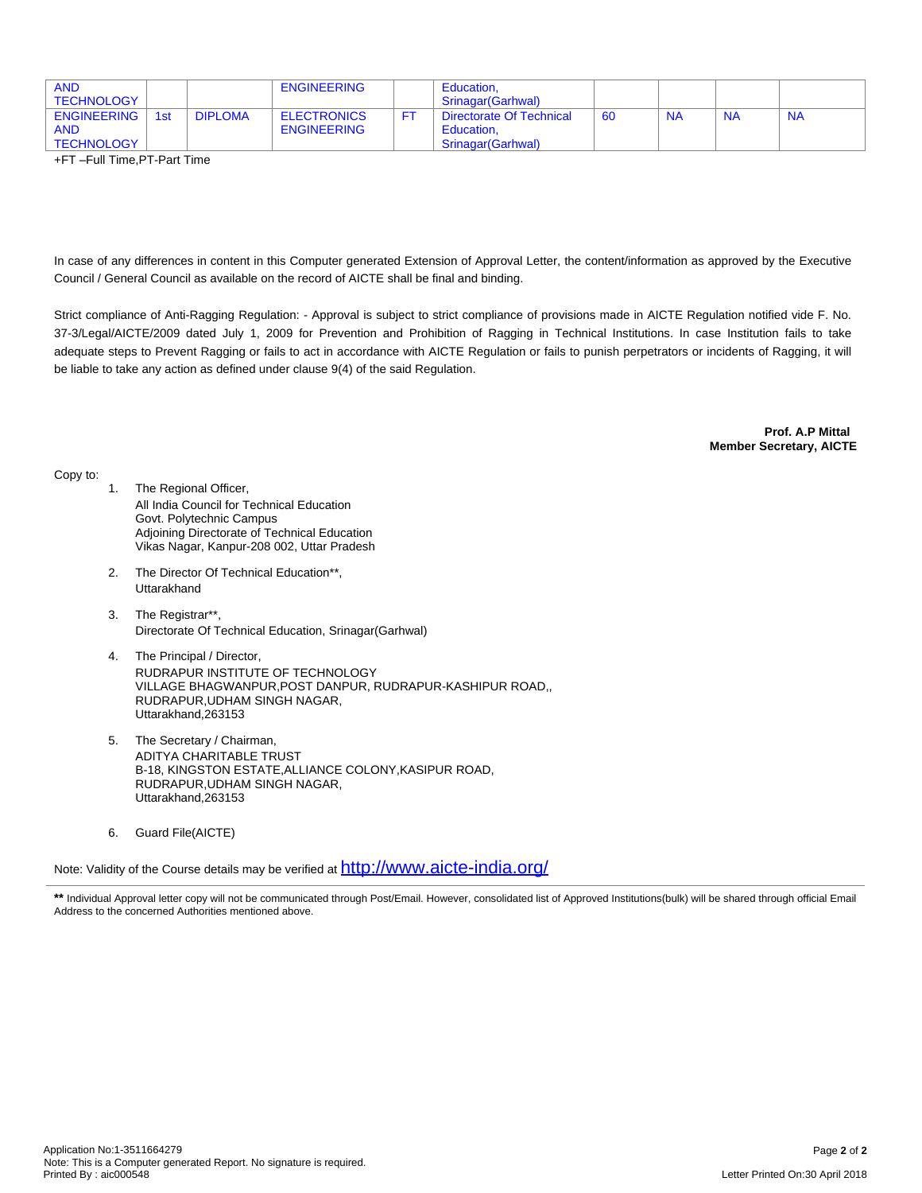| | | | | | | | | | |
|---|---|---|---|---|---|---|---|---|---|
| AND TECHNOLOGY | | | ENGINEERING | | Education, Srinagar(Garhwal) | | | | |
| ENGINEERING AND TECHNOLOGY | 1st | DIPLOMA | ELECTRONICS ENGINEERING | FT | Directorate Of Technical Education, Srinagar(Garhwal) | 60 | NA | NA | NA |

+FT –Full Time,PT-Part Time

In case of any differences in content in this Computer generated Extension of Approval Letter, the content/information as approved by the Executive Council / General Council as available on the record of AICTE shall be final and binding.

Strict compliance of Anti-Ragging Regulation: - Approval is subject to strict compliance of provisions made in AICTE Regulation notified vide F. No. 37-3/Legal/AICTE/2009 dated July 1, 2009 for Prevention and Prohibition of Ragging in Technical Institutions. In case Institution fails to take adequate steps to Prevent Ragging or fails to act in accordance with AICTE Regulation or fails to punish perpetrators or incidents of Ragging, it will be liable to take any action as defined under clause 9(4) of the said Regulation.

**Prof. A.P Mittal**
**Member Secretary, AICTE**

Copy to:

1. The Regional Officer,
   All India Council for Technical Education
   Govt. Polytechnic Campus
   Adjoining Directorate of Technical Education
   Vikas Nagar, Kanpur-208 002, Uttar Pradesh

2. The Director Of Technical Education**,
   Uttarakhand

3. The Registrar**,
   Directorate Of Technical Education, Srinagar(Garhwal)

4. The Principal / Director,
   RUDRAPUR INSTITUTE OF TECHNOLOGY
   VILLAGE BHAGWANPUR,POST DANPUR, RUDRAPUR-KASHIPUR ROAD,,
   RUDRAPUR,UDHAM SINGH NAGAR,
   Uttarakhand,263153

5. The Secretary / Chairman,
   ADITYA CHARITABLE TRUST
   B-18, KINGSTON ESTATE,ALLIANCE COLONY,KASIPUR ROAD,
   RUDRAPUR,UDHAM SINGH NAGAR,
   Uttarakhand,263153

6. Guard File(AICTE)

Note: Validity of the Course details may be verified at http://www.aicte-india.org/

**Individual Approval letter copy will not be communicated through Post/Email. However, consolidated list of Approved Institutions(bulk) will be shared through official Email Address to the concerned Authorities mentioned above.

Application No:1-3511664279
Note: This is a Computer generated Report. No signature is required.
Printed By : aic000548

Letter Printed On:30 April 2018